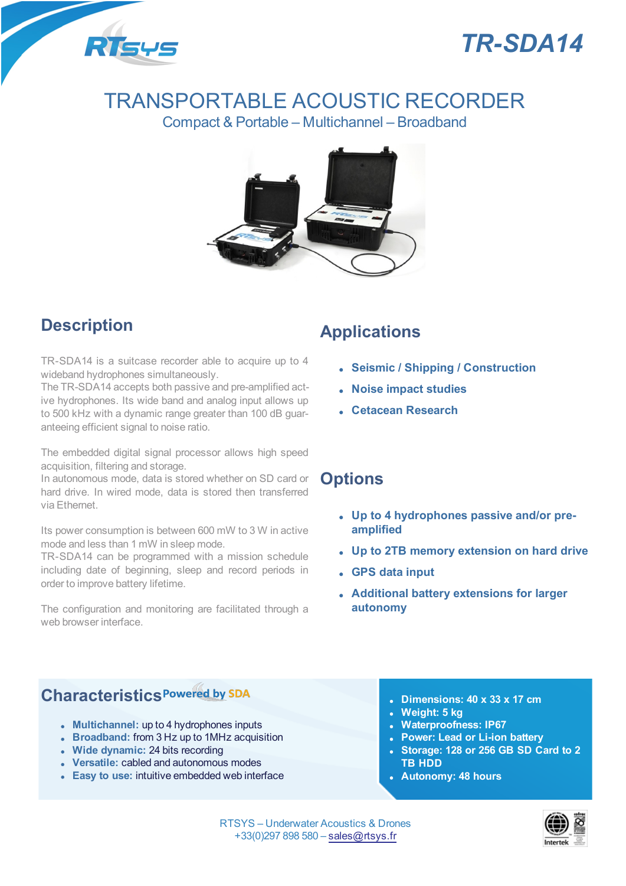# TR-SDA14

# TRANSPORTABLE ACOUSTIC RECORDER

Compact & Portable – Multichannel – Broadband

## Description

TR-SDA14 is a suitcase recorder able to acquire up to 4 wideband hydrophones simultaneously.
The TR-SDA14 accepts both passive and pre-amplified active hydrophones. Its wide band and analog input allows up to 500 kHz with a dynamic range greater than 100 dB guaranteeing efficient signal to noise ratio.

The embedded digital signal processor allows high speed acquisition, filtering and storage.
In autonomous mode, data is stored whether on SD card or hard drive. In wired mode, data is stored then transferred via Ethernet.

Its power consumption is between 600 mW to 3 W in active mode and less than 1 mW in sleep mode.
TR-SDA14 can be programmed with a mission schedule including date of beginning, sleep and record periods in order to improve battery lifetime.

The configuration and monitoring are facilitated through a web browser interface.

## Applications

- **Seismic / Shipping / Construction**
- **Noise impact studies**
- **Cetacean Research**

## Options

- **Up to 4 hydrophones passive and/or pre-amplified**
- **Up to 2TB memory extension on hard drive**
- **GPS data input**
- **Additional battery extensions for larger autonomy**

## Characteristics Powered by SDA

- **Multichannel:** up to 4 hydrophones inputs
- **Broadband:** from 3 Hz up to 1MHz acquisition
- **Wide dynamic:** 24 bits recording
- **Versatile:** cabled and autonomous modes
- **Easy to use:** intuitive embedded web interface

- **Dimensions: 40 x 33 x 17 cm**
- **Weight: 5 kg**
- **Waterproofness: IP67**
- **Power: Lead or Li-ion battery**
- **Storage: 128 or 256 GB SD Card to 2 TB HDD**
- **Autonomy: 48 hours**

RTSYS – Underwater Acoustics & Drones
+33(0)297 898 580 – sales@rtsys.fr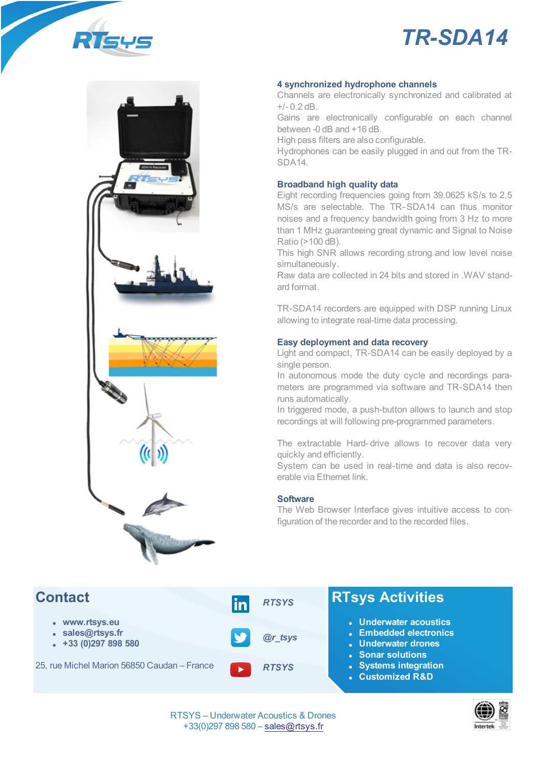# TR-SDA14

### 4 synchronized hydrophone channels

Channels are electronically synchronized and calibrated at +/- 0.2 dB.
Gains are electronically configurable on each channel between -0 dB and +16 dB.
High pass filters are also configurable.
Hydrophones can be easily plugged in and out from the TR-SDA14.

### Broadband high quality data

Eight recording frequencies going from 39.0625 kS/s to 2.5 MS/s are selectable. The TR-SDA14 can thus monitor noises and a frequency bandwidth going from 3 Hz to more than 1 MHz guaranteeing great dynamic and Signal to Noise Ratio (>100 dB).
This high SNR allows recording strong and low level noise simultaneously.
Raw data are collected in 24 bits and stored in .WAV standard format.

TR-SDA14 recorders are equipped with DSP running Linux allowing to integrate real-time data processing.

### Easy deployment and data recovery

Light and compact, TR-SDA14 can be easily deployed by a single person.
In autonomous mode the duty cycle and recordings parameters are programmed via software and TR-SDA14 then runs automatically.
In triggered mode, a push-button allows to launch and stop recordings at will following pre-programmed parameters.

The extractable Hard-drive allows to recover data very quickly and efficiently.
System can be used in real-time and data is also recoverable via Ethernet link.

### Software

The Web Browser Interface gives intuitive access to configuration of the recorder and to the recorded files.

## Contact

- www.rtsys.eu
- sales@rtsys.fr
- +33 (0)297 898 580

25, rue Michel Marion 56850 Caudan – France

RTSYS

@r_tsys

RTSYS

## RTsys Activities

- Underwater acoustics
- Embedded electronics
- Underwater drones
- Sonar solutions
- Systems integration
- Customized R&D

RTSYS – Underwater Acoustics & Drones
+33(0)297 898 580 – sales@rtsys.fr